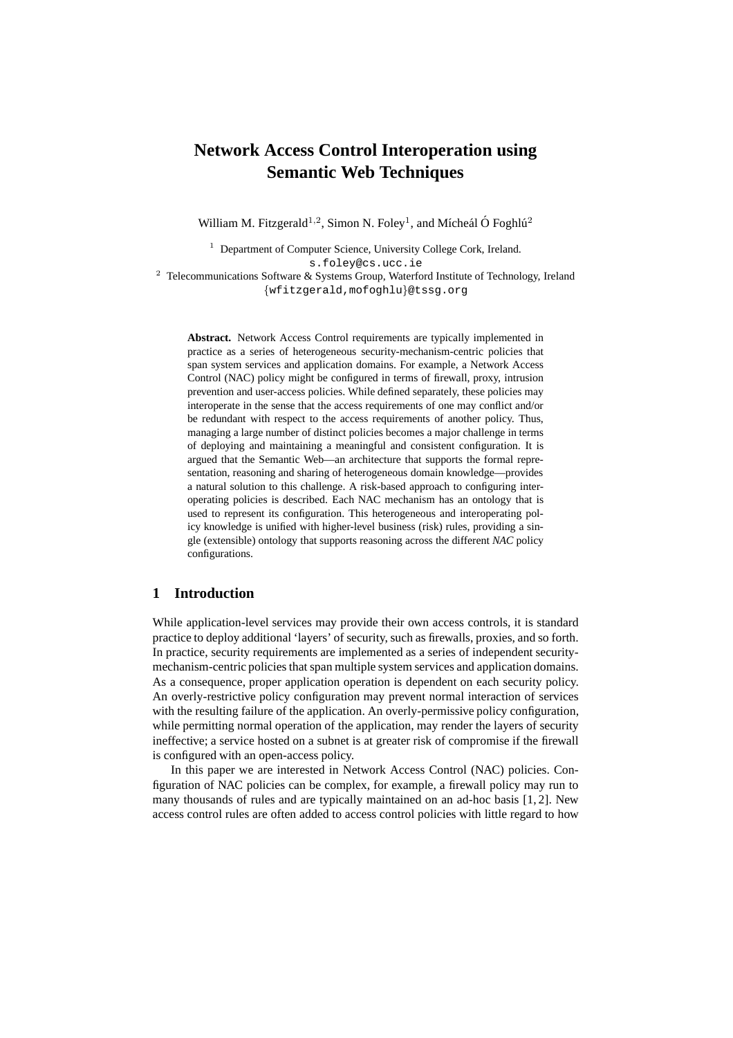# Network Access Control Interoperation using Semantic Web Techniques

William M. Fitzgerald[1,2], Simon N. Foley[1], and Mícheál Ó Foghlú[2]

[1] Department of Computer Science, University College Cork, Ireland.
s.foley@cs.ucc.ie

[2] Telecommunications Software & Systems Group, Waterford Institute of Technology, Ireland
{wfitzgerald,mofoghlu}@tssg.org

**Abstract.** Network Access Control requirements are typically implemented in practice as a series of heterogeneous security-mechanism-centric policies that span system services and application domains. For example, a Network Access Control (NAC) policy might be configured in terms of firewall, proxy, intrusion prevention and user-access policies. While defined separately, these policies may interoperate in the sense that the access requirements of one may conflict and/or be redundant with respect to the access requirements of another policy. Thus, managing a large number of distinct policies becomes a major challenge in terms of deploying and maintaining a meaningful and consistent configuration. It is argued that the Semantic Web—an architecture that supports the formal representation, reasoning and sharing of heterogeneous domain knowledge—provides a natural solution to this challenge. A risk-based approach to configuring interoperating policies is described. Each NAC mechanism has an ontology that is used to represent its configuration. This heterogeneous and interoperating policy knowledge is unified with higher-level business (risk) rules, providing a single (extensible) ontology that supports reasoning across the different *NAC* policy configurations.

## 1 Introduction

While application-level services may provide their own access controls, it is standard practice to deploy additional 'layers' of security, such as firewalls, proxies, and so forth. In practice, security requirements are implemented as a series of independent security-mechanism-centric policies that span multiple system services and application domains. As a consequence, proper application operation is dependent on each security policy. An overly-restrictive policy configuration may prevent normal interaction of services with the resulting failure of the application. An overly-permissive policy configuration, while permitting normal operation of the application, may render the layers of security ineffective; a service hosted on a subnet is at greater risk of compromise if the firewall is configured with an open-access policy.

In this paper we are interested in Network Access Control (NAC) policies. Configuration of NAC policies can be complex, for example, a firewall policy may run to many thousands of rules and are typically maintained on an ad-hoc basis [1, 2]. New access control rules are often added to access control policies with little regard to how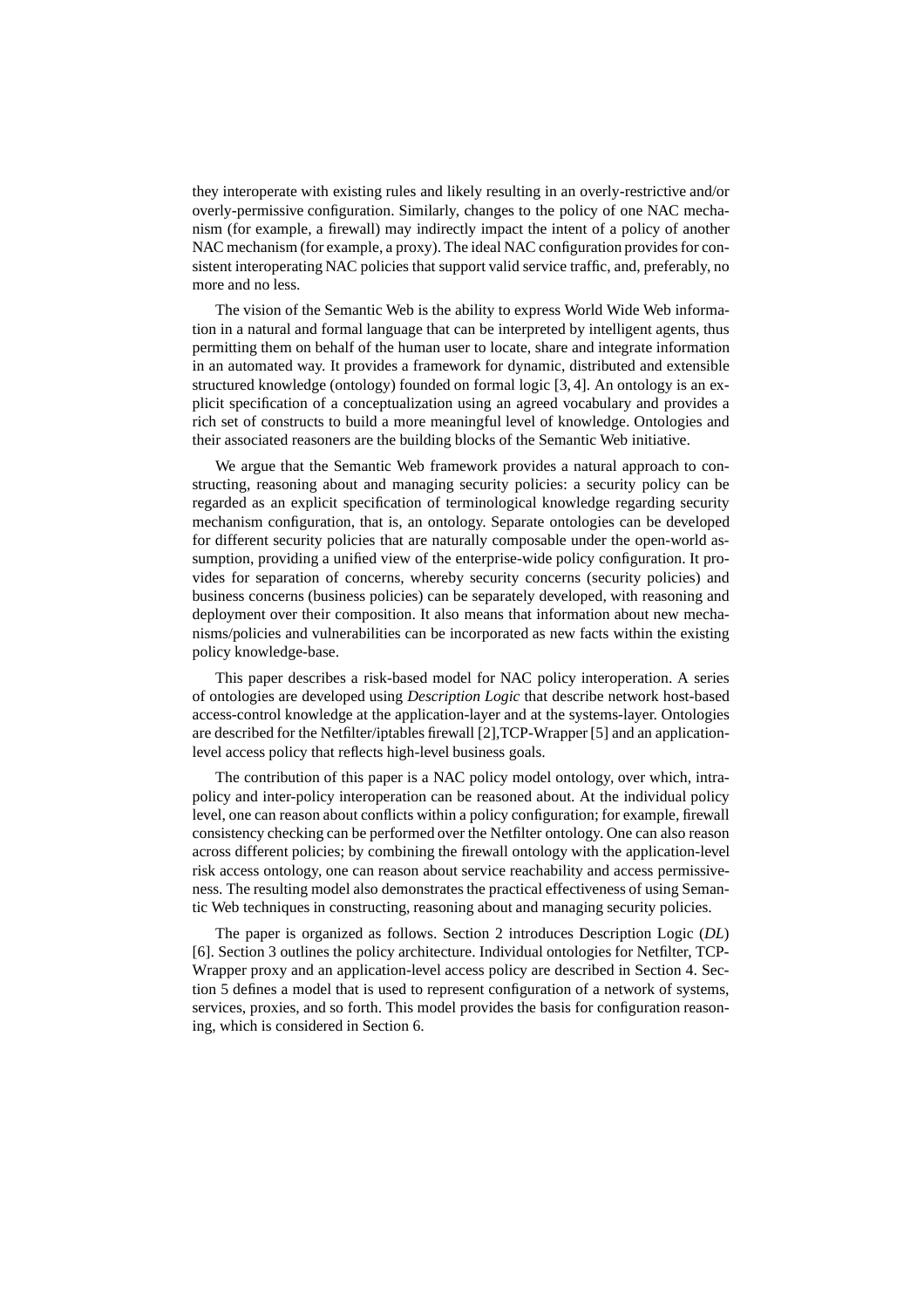they interoperate with existing rules and likely resulting in an overly-restrictive and/or overly-permissive configuration. Similarly, changes to the policy of one NAC mechanism (for example, a firewall) may indirectly impact the intent of a policy of another NAC mechanism (for example, a proxy). The ideal NAC configuration provides for consistent interoperating NAC policies that support valid service traffic, and, preferably, no more and no less.

The vision of the Semantic Web is the ability to express World Wide Web information in a natural and formal language that can be interpreted by intelligent agents, thus permitting them on behalf of the human user to locate, share and integrate information in an automated way. It provides a framework for dynamic, distributed and extensible structured knowledge (ontology) founded on formal logic [3, 4]. An ontology is an explicit specification of a conceptualization using an agreed vocabulary and provides a rich set of constructs to build a more meaningful level of knowledge. Ontologies and their associated reasoners are the building blocks of the Semantic Web initiative.

We argue that the Semantic Web framework provides a natural approach to constructing, reasoning about and managing security policies: a security policy can be regarded as an explicit specification of terminological knowledge regarding security mechanism configuration, that is, an ontology. Separate ontologies can be developed for different security policies that are naturally composable under the open-world assumption, providing a unified view of the enterprise-wide policy configuration. It provides for separation of concerns, whereby security concerns (security policies) and business concerns (business policies) can be separately developed, with reasoning and deployment over their composition. It also means that information about new mechanisms/policies and vulnerabilities can be incorporated as new facts within the existing policy knowledge-base.

This paper describes a risk-based model for NAC policy interoperation. A series of ontologies are developed using *Description Logic* that describe network host-based access-control knowledge at the application-layer and at the systems-layer. Ontologies are described for the Netfilter/iptables firewall [2],TCP-Wrapper [5] and an application-level access policy that reflects high-level business goals.

The contribution of this paper is a NAC policy model ontology, over which, intra-policy and inter-policy interoperation can be reasoned about. At the individual policy level, one can reason about conflicts within a policy configuration; for example, firewall consistency checking can be performed over the Netfilter ontology. One can also reason across different policies; by combining the firewall ontology with the application-level risk access ontology, one can reason about service reachability and access permissiveness. The resulting model also demonstrates the practical effectiveness of using Semantic Web techniques in constructing, reasoning about and managing security policies.

The paper is organized as follows. Section 2 introduces Description Logic (*DL*) [6]. Section 3 outlines the policy architecture. Individual ontologies for Netfilter, TCP-Wrapper proxy and an application-level access policy are described in Section 4. Section 5 defines a model that is used to represent configuration of a network of systems, services, proxies, and so forth. This model provides the basis for configuration reasoning, which is considered in Section 6.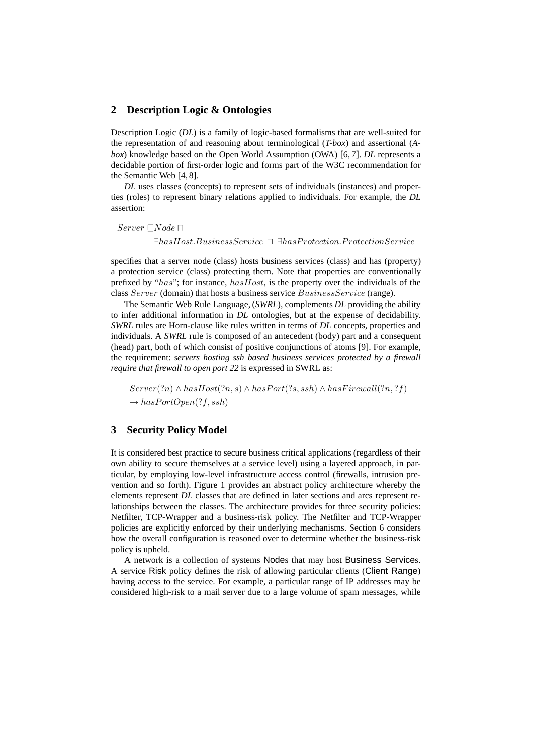## 2 Description Logic & Ontologies

Description Logic (*DL*) is a family of logic-based formalisms that are well-suited for the representation of and reasoning about terminological (*T-box*) and assertional (*A-box*) knowledge based on the Open World Assumption (OWA) [6, 7]. *DL* represents a decidable portion of first-order logic and forms part of the W3C recommendation for the Semantic Web [4, 8].

*DL* uses classes (concepts) to represent sets of individuals (instances) and properties (roles) to represent binary relations applied to individuals. For example, the *DL* assertion:

$$Server \sqsubseteq Node \sqcap \exists hasHost.BusinessService \sqcap \exists hasProtection.ProtectionService$$

specifies that a server node (class) hosts business services (class) and has (property) a protection service (class) protecting them. Note that properties are conventionally prefixed by "$has$"; for instance, $hasHost$, is the property over the individuals of the class $Server$ (domain) that hosts a business service $BusinessService$ (range).

The Semantic Web Rule Language, (*SWRL*), complements *DL* providing the ability to infer additional information in *DL* ontologies, but at the expense of decidability. *SWRL* rules are Horn-clause like rules written in terms of *DL* concepts, properties and individuals. A *SWRL* rule is composed of an antecedent (body) part and a consequent (head) part, both of which consist of positive conjunctions of atoms [9]. For example, the requirement: ***servers hosting ssh based business services protected by a firewall require that firewall to open port 22*** is expressed in SWRL as:

$$Server(?n) \wedge hasHost(?n, s) \wedge hasPort(?s, ssh) \wedge hasFirewall(?n, ?f) \\ \rightarrow hasPortOpen(?f, ssh)$$

## 3 Security Policy Model

It is considered best practice to secure business critical applications (regardless of their own ability to secure themselves at a service level) using a layered approach, in particular, by employing low-level infrastructure access control (firewalls, intrusion prevention and so forth). Figure 1 provides an abstract policy architecture whereby the elements represent *DL* classes that are defined in later sections and arcs represent relationships between the classes. The architecture provides for three security policies: Netfilter, TCP-Wrapper and a business-risk policy. The Netfilter and TCP-Wrapper policies are explicitly enforced by their underlying mechanisms. Section 6 considers how the overall configuration is reasoned over to determine whether the business-risk policy is upheld.

A network is a collection of systems Nodes that may host Business Services. A service Risk policy defines the risk of allowing particular clients (Client Range) having access to the service. For example, a particular range of IP addresses may be considered high-risk to a mail server due to a large volume of spam messages, while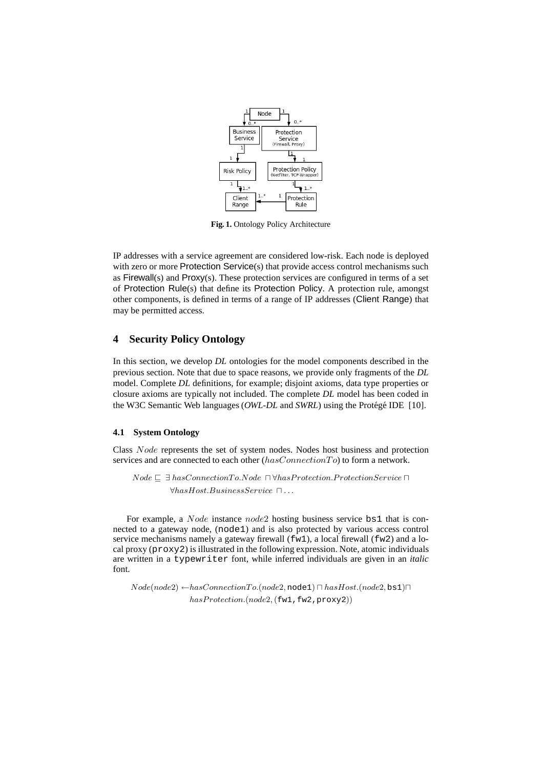Node

Business Service

Protection Service (Firewall, Proxy)

Risk Policy

Protection Policy (Netfilter, TCP-Wrapper)

Client Range

Protection Rule

1

0..*

1

0..*

1

1

1

1

1

1..*

1

1..*

1..*

1

**Fig. 1.** Ontology Policy Architecture

IP addresses with a service agreement are considered low-risk. Each node is deployed with zero or more Protection Service(s) that provide access control mechanisms such as Firewall(s) and Proxy(s). These protection services are configured in terms of a set of Protection Rule(s) that define its Protection Policy. A protection rule, amongst other components, is defined in terms of a range of IP addresses (Client Range) that may be permitted access.

## 4 Security Policy Ontology

In this section, we develop *DL* ontologies for the model components described in the previous section. Note that due to space reasons, we provide only fragments of the *DL* model. Complete *DL* definitions, for example; disjoint axioms, data type properties or closure axioms are typically not included. The complete *DL* model has been coded in the W3C Semantic Web languages (*OWL-DL* and *SWRL*) using the Protégé IDE [10].

### 4.1 System Ontology

Class $Node$ represents the set of system nodes. Nodes host business and protection services and are connected to each other ($hasConnectionTo$) to form a network.

$$Node \sqsubseteq \exists\, hasConnectionTo.Node \sqcap \forall hasProtection.ProtectionService \sqcap \forall hasHost.BusinessService \sqcap \ldots$$

For example, a $Node$ instance $node2$ hosting business service `bs1` that is connected to a gateway node, (`node1`) and is also protected by various access control service mechanisms namely a gateway firewall (`fw1`), a local firewall (`fw2`) and a local proxy (`proxy2`) is illustrated in the following expression. Note, atomic individuals are written in a `typewriter` font, while inferred individuals are given in an *italic* font.

$$Node(node2) \leftarrow hasConnectionTo.(node2, \texttt{node1}) \sqcap hasHost.(node2, \texttt{bs1}) \sqcap hasProtection.(node2, (\texttt{fw1, fw2, proxy2}))$$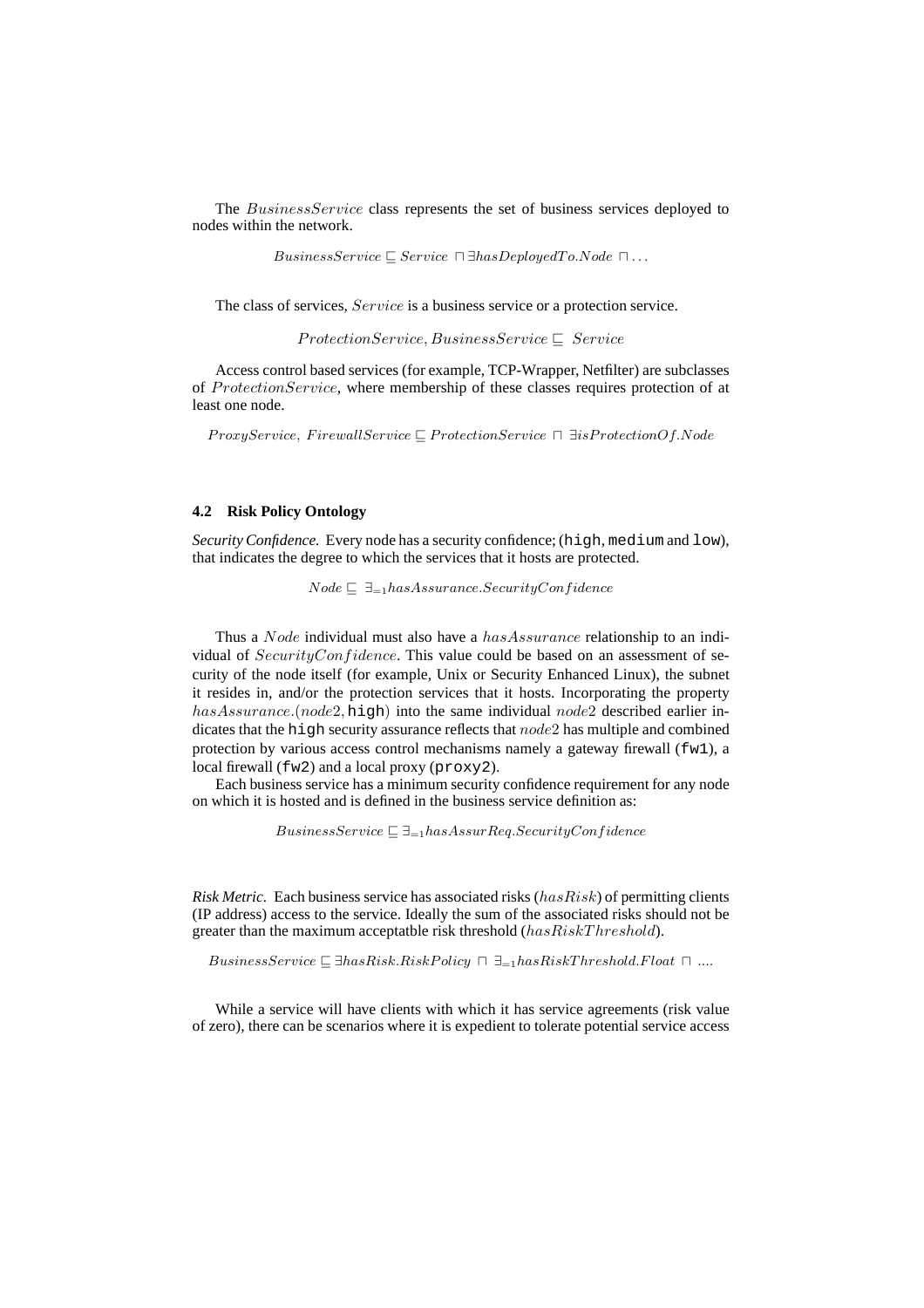The $BusinessService$ class represents the set of business services deployed to nodes within the network.

$$BusinessService \sqsubseteq Service \sqcap \exists hasDeployedTo.Node \sqcap \ldots$$

The class of services, $Service$ is a business service or a protection service.

$$ProtectionService, BusinessService \sqsubseteq Service$$

Access control based services (for example, TCP-Wrapper, Netfilter) are subclasses of $ProtectionService$, where membership of these classes requires protection of at least one node.

$$ProxyService,\ FirewallService \sqsubseteq ProtectionService \sqcap \exists isProtectionOf.Node$$

### 4.2 Risk Policy Ontology

*Security Confidence.* Every node has a security confidence; (`high`, `medium` and `low`), that indicates the degree to which the services that it hosts are protected.

$$Node \sqsubseteq \exists_{=1} hasAssurance.SecurityConfidence$$

Thus a $Node$ individual must also have a $hasAssurance$ relationship to an individual of $SecurityConfidence$. This value could be based on an assessment of security of the node itself (for example, Unix or Security Enhanced Linux), the subnet it resides in, and/or the protection services that it hosts. Incorporating the property $hasAssurance.(node2,$ `high`$)$ into the same individual $node2$ described earlier indicates that the `high` security assurance reflects that $node2$ has multiple and combined protection by various access control mechanisms namely a gateway firewall (`fw1`), a local firewall (`fw2`) and a local proxy (`proxy2`).

Each business service has a minimum security confidence requirement for any node on which it is hosted and is defined in the business service definition as:

$$BusinessService \sqsubseteq \exists_{=1} hasAssurReq.SecurityConfidence$$

*Risk Metric.* Each business service has associated risks ($hasRisk$) of permitting clients (IP address) access to the service. Ideally the sum of the associated risks should not be greater than the maximum acceptatble risk threshold ($hasRiskThreshold$).

$$BusinessService \sqsubseteq \exists hasRisk.RiskPolicy \sqcap \exists_{=1} hasRiskThreshold.Float \sqcap \ldots.$$

While a service will have clients with which it has service agreements (risk value of zero), there can be scenarios where it is expedient to tolerate potential service access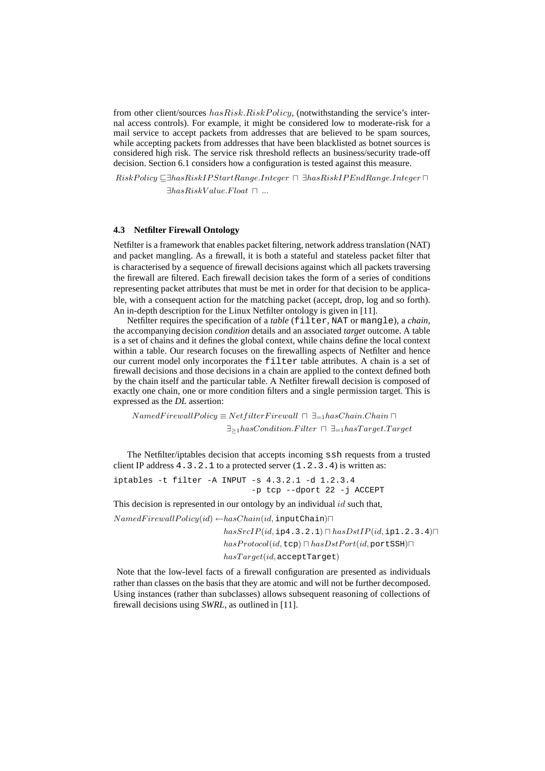from other client/sources $hasRisk.RiskPolicy$, (notwithstanding the service's internal access controls). For example, it might be considered low to moderate-risk for a mail service to accept packets from addresses that are believed to be spam sources, while accepting packets from addresses that have been blacklisted as botnet sources is considered high risk. The service risk threshold reflects an business/security trade-off decision. Section 6.1 considers how a configuration is tested against this measure.

$$RiskPolicy \sqsubseteq \exists hasRiskIPStartRange.Integer \sqcap \exists hasRiskIPEndRange.Integer \sqcap \exists hasRiskValue.Float \sqcap \ldots$$

### 4.3 Netfilter Firewall Ontology

Netfilter is a framework that enables packet filtering, network address translation (NAT) and packet mangling. As a firewall, it is both a stateful and stateless packet filter that is characterised by a sequence of firewall decisions against which all packets traversing the firewall are filtered. Each firewall decision takes the form of a series of conditions representing packet attributes that must be met in order for that decision to be applicable, with a consequent action for the matching packet (accept, drop, log and so forth). An in-depth description for the Linux Netfilter ontology is given in [11].

Netfilter requires the specification of a *table* (`filter`, `NAT` or `mangle`), a *chain*, the accompanying decision *condition* details and an associated *target* outcome. A table is a set of chains and it defines the global context, while chains define the local context within a table. Our research focuses on the firewalling aspects of Netfilter and hence our current model only incorporates the `filter` table attributes. A chain is a set of firewall decisions and those decisions in a chain are applied to the context defined both by the chain itself and the particular table. A Netfilter firewall decision is composed of exactly one chain, one or more condition filters and a single permission target. This is expressed as the *DL* assertion:

$$NamedFirewallPolicy \equiv NetfilterFirewall \sqcap \exists_{=1} hasChain.Chain \sqcap \exists_{\geq 1} hasCondition.Filter \sqcap \exists_{=1} hasTarget.Target$$

The Netfilter/iptables decision that accepts incoming `ssh` requests from a trusted client IP address `4.3.2.1` to a protected server (`1.2.3.4`) is written as:

```
iptables -t filter -A INPUT -s 4.3.2.1 -d 1.2.3.4
                                -p tcp --dport 22 -j ACCEPT
```

This decision is represented in our ontology by an individual $id$ such that,

$$NamedFirewallPolicy(id) \leftarrow hasChain(id, \texttt{inputChain}) \sqcap hasSrcIP(id, \texttt{ip4.3.2.1}) \sqcap hasDstIP(id, \texttt{ip1.2.3.4}) \sqcap hasProtocol(id, \texttt{tcp}) \sqcap hasDstPort(id, \texttt{portSSH}) \sqcap hasTarget(id, \texttt{acceptTarget})$$

Note that the low-level facts of a firewall configuration are presented as individuals rather than classes on the basis that they are atomic and will not be further decomposed. Using instances (rather than subclasses) allows subsequent reasoning of collections of firewall decisions using *SWRL*, as outlined in [11].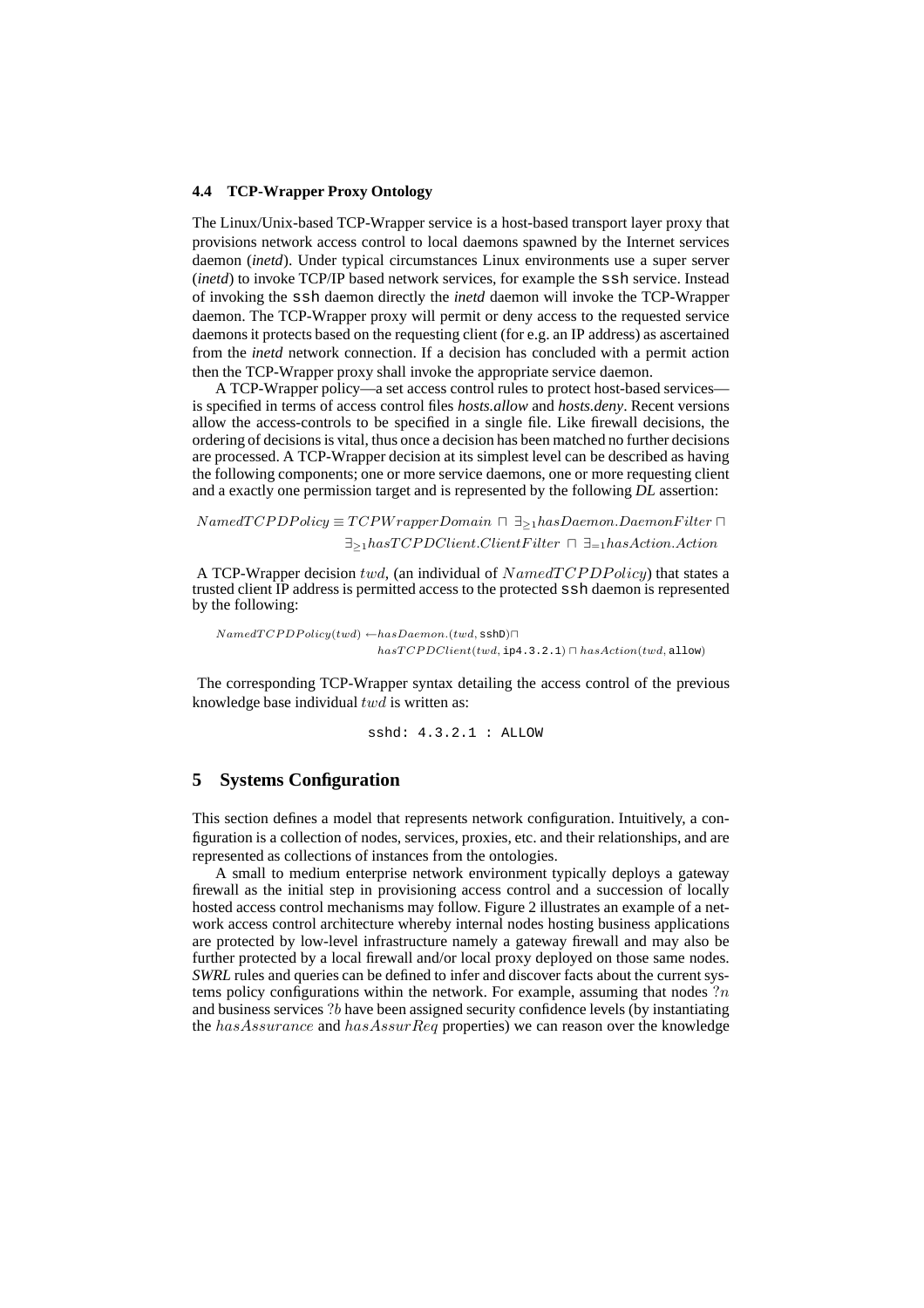### 4.4 TCP-Wrapper Proxy Ontology

The Linux/Unix-based TCP-Wrapper service is a host-based transport layer proxy that provisions network access control to local daemons spawned by the Internet services daemon (*inetd*). Under typical circumstances Linux environments use a super server (*inetd*) to invoke TCP/IP based network services, for example the `ssh` service. Instead of invoking the `ssh` daemon directly the *inetd* daemon will invoke the TCP-Wrapper daemon. The TCP-Wrapper proxy will permit or deny access to the requested service daemons it protects based on the requesting client (for e.g. an IP address) as ascertained from the *inetd* network connection. If a decision has concluded with a permit action then the TCP-Wrapper proxy shall invoke the appropriate service daemon.

A TCP-Wrapper policy—a set access control rules to protect host-based services—is specified in terms of access control files *hosts.allow* and *hosts.deny*. Recent versions allow the access-controls to be specified in a single file. Like firewall decisions, the ordering of decisions is vital, thus once a decision has been matched no further decisions are processed. A TCP-Wrapper decision at its simplest level can be described as having the following components; one or more service daemons, one or more requesting client and a exactly one permission target and is represented by the following *DL* assertion:

$$NamedTCPDPolicy \equiv TCPWrapperDomain \sqcap \exists_{\geq 1} hasDaemon.DaemonFilter \sqcap \exists_{\geq 1} hasTCPDClient.ClientFilter \sqcap \exists_{=1} hasAction.Action$$

A TCP-Wrapper decision $twd$, (an individual of $NamedTCPDPolicy$) that states a trusted client IP address is permitted access to the protected `ssh` daemon is represented by the following:

$$NamedTCPDPolicy(twd) \leftarrow hasDaemon.(twd, \texttt{sshD}) \sqcap hasTCPDClient(twd, \texttt{ip4.3.2.1}) \sqcap hasAction(twd, \texttt{allow})$$

The corresponding TCP-Wrapper syntax detailing the access control of the previous knowledge base individual $twd$ is written as:

```
sshd: 4.3.2.1 : ALLOW
```

## 5 Systems Configuration

This section defines a model that represents network configuration. Intuitively, a configuration is a collection of nodes, services, proxies, etc. and their relationships, and are represented as collections of instances from the ontologies.

A small to medium enterprise network environment typically deploys a gateway firewall as the initial step in provisioning access control and a succession of locally hosted access control mechanisms may follow. Figure 2 illustrates an example of a network access control architecture whereby internal nodes hosting business applications are protected by low-level infrastructure namely a gateway firewall and may also be further protected by a local firewall and/or local proxy deployed on those same nodes. *SWRL* rules and queries can be defined to infer and discover facts about the current systems policy configurations within the network. For example, assuming that nodes $?n$ and business services $?b$ have been assigned security confidence levels (by instantiating the $hasAssurance$ and $hasAssurReq$ properties) we can reason over the knowledge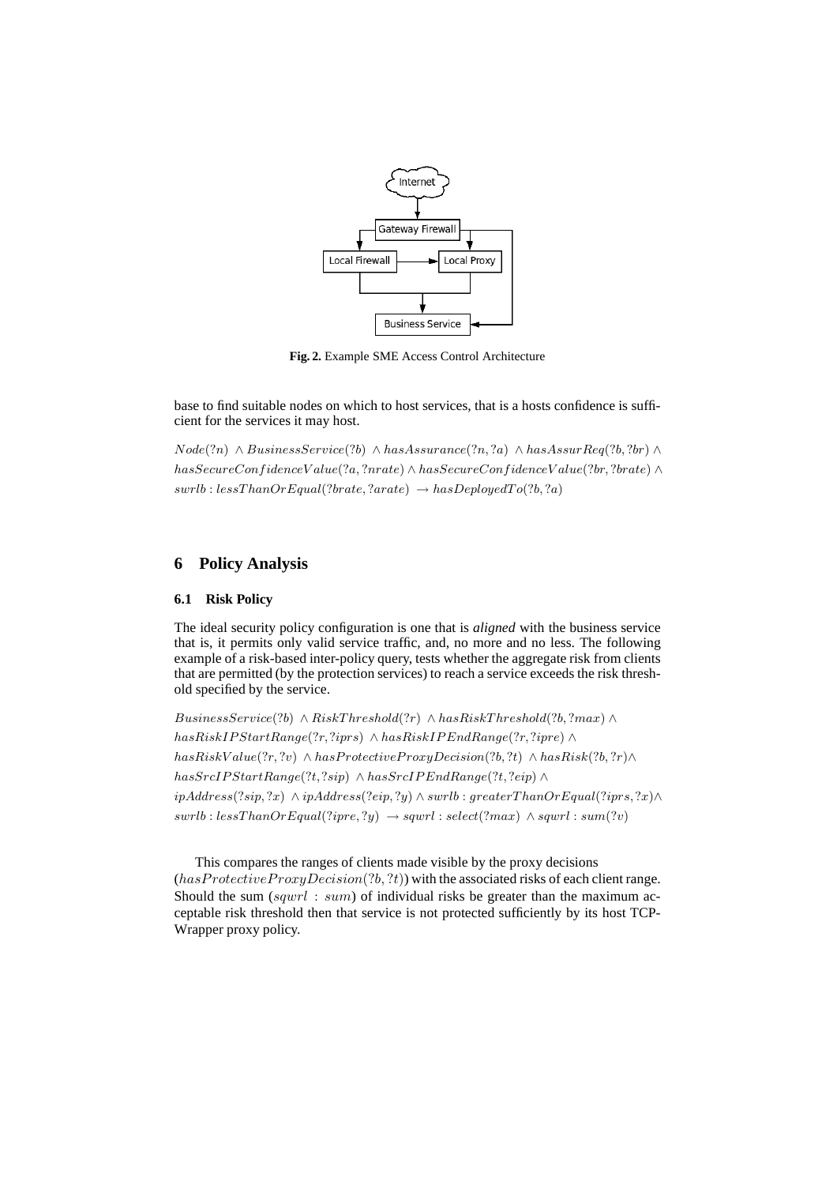Internet

Gateway Firewall

Local Firewall

Local Proxy

Business Service

**Fig. 2.** Example SME Access Control Architecture

base to find suitable nodes on which to host services, that is a hosts confidence is sufficient for the services it may host.

$$Node(?n) \wedge BusinessService(?b) \wedge hasAssurance(?n, ?a) \wedge hasAssurReq(?b, ?br) \wedge hasSecureConfidenceValue(?a, ?nrate) \wedge hasSecureConfidenceValue(?br, ?brate) \wedge swrlb : lessThanOrEqual(?brate, ?arate) \rightarrow hasDeployedTo(?b, ?a)$$

## 6 Policy Analysis

### 6.1 Risk Policy

The ideal security policy configuration is one that is *aligned* with the business service that is, it permits only valid service traffic, and, no more and no less. The following example of a risk-based inter-policy query, tests whether the aggregate risk from clients that are permitted (by the protection services) to reach a service exceeds the risk threshold specified by the service.

$$BusinessService(?b) \wedge RiskThreshold(?r) \wedge hasRiskThreshold(?b, ?max) \wedge hasRiskIPStartRange(?r, ?iprs) \wedge hasRiskIPEndRange(?r, ?ipre) \wedge hasRiskValue(?r, ?v) \wedge hasProtectiveProxyDecision(?b, ?t) \wedge hasRisk(?b, ?r) \wedge hasSrcIPStartRange(?t, ?sip) \wedge hasSrcIPEndRange(?t, ?eip) \wedge ipAddress(?sip, ?x) \wedge ipAddress(?eip, ?y) \wedge swrlb : greaterThanOrEqual(?iprs, ?x) \wedge swrlb : lessThanOrEqual(?ipre, ?y) \rightarrow sqwrl : select(?max) \wedge sqwrl : sum(?v)$$

This compares the ranges of clients made visible by the proxy decisions ($hasProtectiveProxyDecision(?b, ?t)$) with the associated risks of each client range. Should the sum ($sqwrl : sum$) of individual risks be greater than the maximum acceptable risk threshold then that service is not protected sufficiently by its host TCP-Wrapper proxy policy.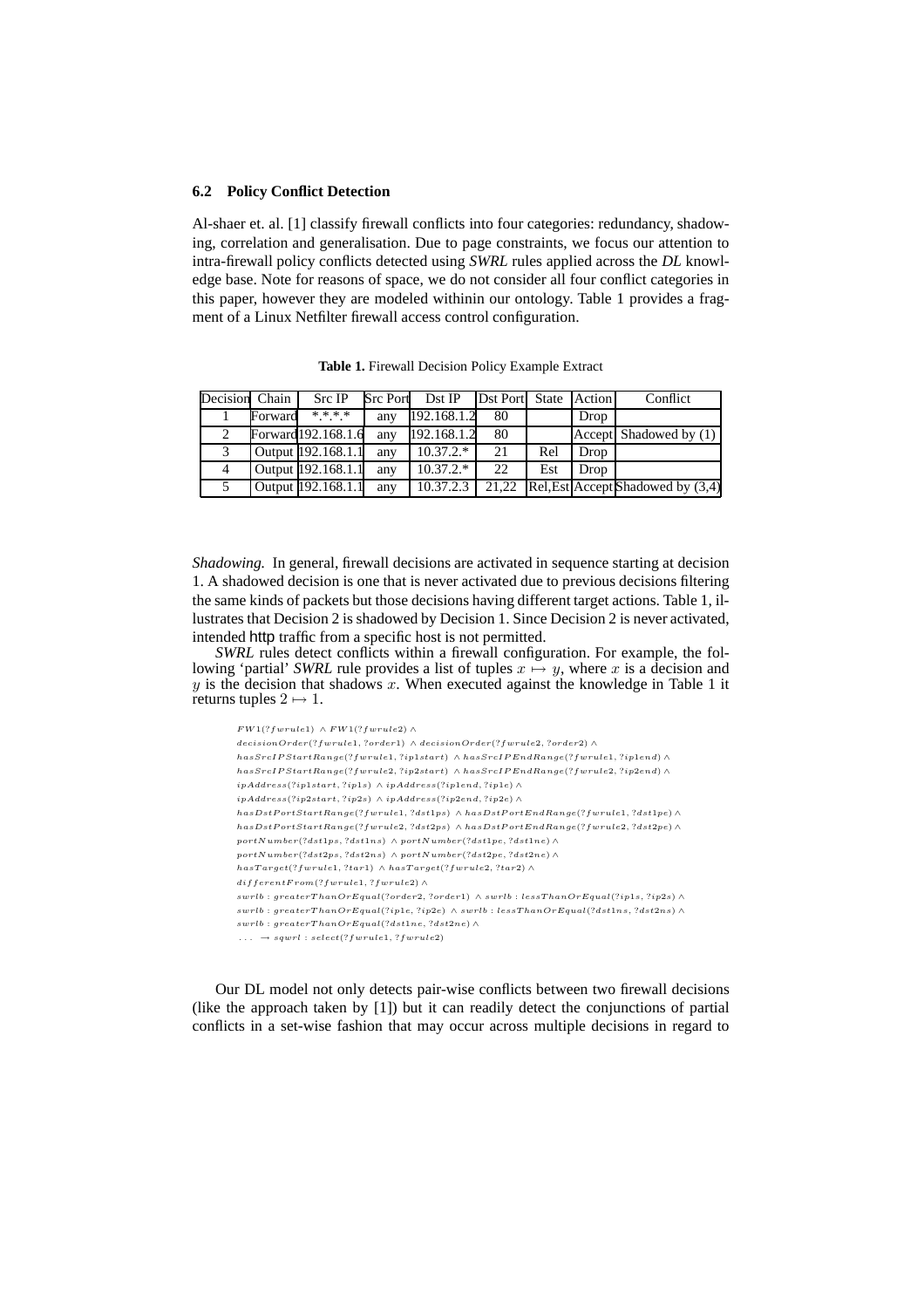### 6.2 Policy Conflict Detection

Al-shaer et. al. [1] classify firewall conflicts into four categories: redundancy, shadowing, correlation and generalisation. Due to page constraints, we focus our attention to intra-firewall policy conflicts detected using *SWRL* rules applied across the *DL* knowledge base. Note for reasons of space, we do not consider all four conflict categories in this paper, however they are modeled withinin our ontology. Table 1 provides a fragment of a Linux Netfilter firewall access control configuration.

**Table 1.** Firewall Decision Policy Example Extract

| Decision | Chain | Src IP | Src Port | Dst IP | Dst Port | State | Action | Conflict |
|---|---|---|---|---|---|---|---|---|
| 1 | Forward | \*.\*.\*.\* | any | 192.168.1.2 | 80 | | Drop | |
| 2 | Forward | 192.168.1.6 | any | 192.168.1.2 | 80 | | Accept | Shadowed by (1) |
| 3 | Output | 192.168.1.1 | any | 10.37.2.\* | 21 | Rel | Drop | |
| 4 | Output | 192.168.1.1 | any | 10.37.2.\* | 22 | Est | Drop | |
| 5 | Output | 192.168.1.1 | any | 10.37.2.3 | 21,22 | Rel,Est | Accept | Shadowed by (3,4) |

*Shadowing.* In general, firewall decisions are activated in sequence starting at decision 1. A shadowed decision is one that is never activated due to previous decisions filtering the same kinds of packets but those decisions having different target actions. Table 1, illustrates that Decision 2 is shadowed by Decision 1. Since Decision 2 is never activated, intended http traffic from a specific host is not permitted.

*SWRL* rules detect conflicts within a firewall configuration. For example, the following 'partial' *SWRL* rule provides a list of tuples $x \mapsto y$, where $x$ is a decision and $y$ is the decision that shadows $x$. When executed against the knowledge in Table 1 it returns tuples $2 \mapsto 1$.

$$
\begin{array}{l}
FW1(?fwrule1) \wedge FW1(?fwrule2) \wedge \\
decisionOrder(?fwrule1, ?order1) \wedge decisionOrder(?fwrule2, ?order2) \wedge \\
hasSrcIPStartRange(?fwrule1, ?ip1start) \wedge hasSrcIPEndRange(?fwrule1, ?ip1end) \wedge \\
hasSrcIPStartRange(?fwrule2, ?ip2start) \wedge hasSrcIPEndRange(?fwrule2, ?ip2end) \wedge \\
ipAddress(?ip1start, ?ip1s) \wedge ipAddress(?ip1end, ?ip1e) \wedge \\
ipAddress(?ip2start, ?ip2s) \wedge ipAddress(?ip2end, ?ip2e) \wedge \\
hasDstPortStartRange(?fwrule1, ?dst1ps) \wedge hasDstPortEndRange(?fwrule1, ?dst1pe) \wedge \\
hasDstPortStartRange(?fwrule2, ?dst2ps) \wedge hasDstPortEndRange(?fwrule2, ?dst2pe) \wedge \\
portNumber(?dst1ps, ?dst1ns) \wedge portNumber(?dst1pe, ?dst1ne) \wedge \\
portNumber(?dst2ps, ?dst2ns) \wedge portNumber(?dst2pe, ?dst2ne) \wedge \\
hasTarget(?fwrule1, ?tar1) \wedge hasTarget(?fwrule2, ?tar2) \wedge \\
differentFrom(?fwrule1, ?fwrule2) \wedge \\
swrlb: greaterThanOrEqual(?order2, ?order1) \wedge swrlb: lessThanOrEqual(?ip1s, ?ip2s) \wedge \\
swrlb: greaterThanOrEqual(?ip1e, ?ip2e) \wedge swrlb: lessThanOrEqual(?dst1ns, ?dst2ns) \wedge \\
swrlb: greaterThanOrEqual(?dst1ne, ?dst2ne) \wedge \\
\ldots \rightarrow sqwrl: select(?fwrule1, ?fwrule2)
\end{array}
$$

Our DL model not only detects pair-wise conflicts between two firewall decisions (like the approach taken by [1]) but it can readily detect the conjunctions of partial conflicts in a set-wise fashion that may occur across multiple decisions in regard to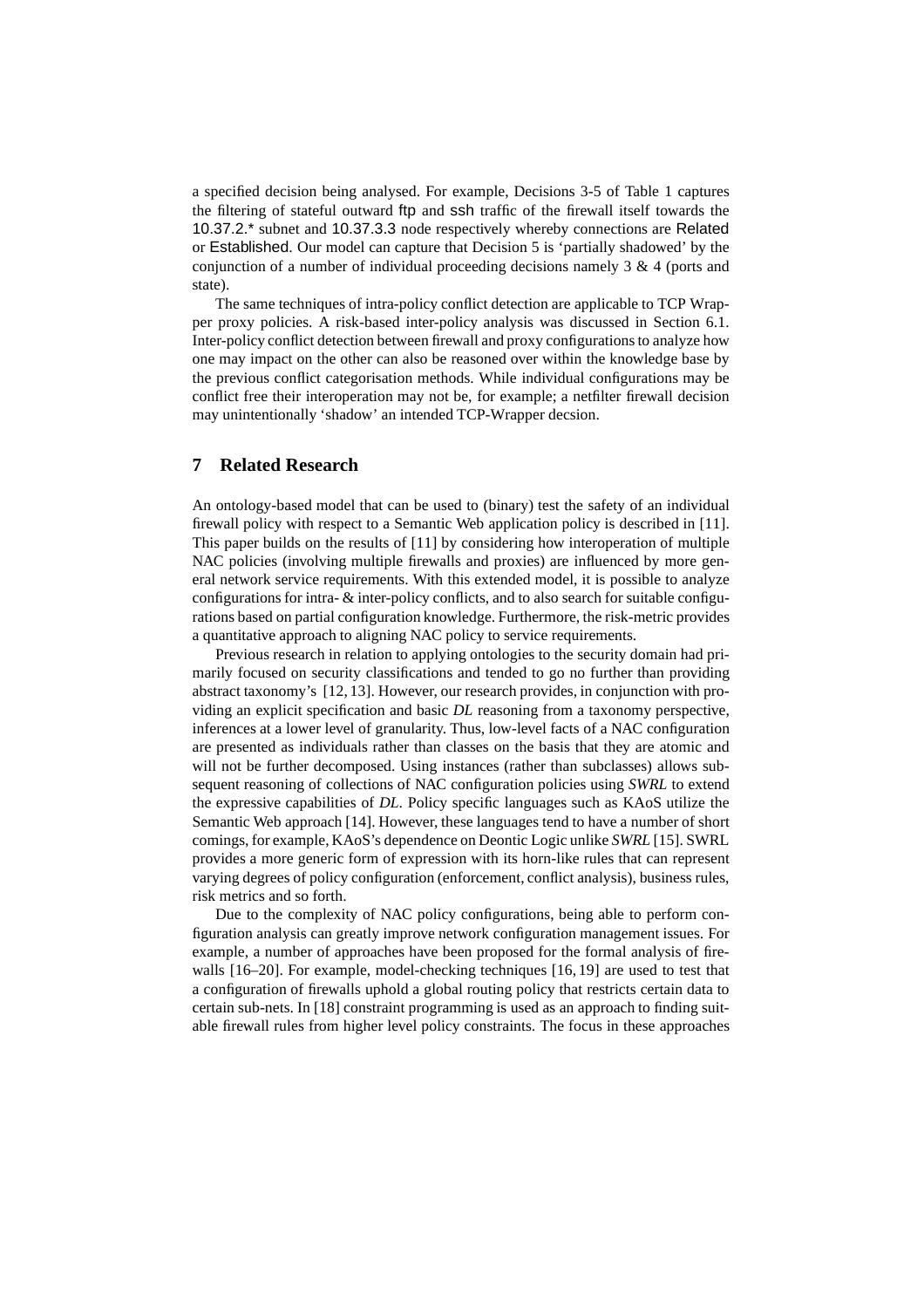a specified decision being analysed. For example, Decisions 3-5 of Table 1 captures the filtering of stateful outward ftp and ssh traffic of the firewall itself towards the 10.37.2.* subnet and 10.37.3.3 node respectively whereby connections are Related or Established. Our model can capture that Decision 5 is 'partially shadowed' by the conjunction of a number of individual proceeding decisions namely 3 & 4 (ports and state).

The same techniques of intra-policy conflict detection are applicable to TCP Wrapper proxy policies. A risk-based inter-policy analysis was discussed in Section 6.1. Inter-policy conflict detection between firewall and proxy configurations to analyze how one may impact on the other can also be reasoned over within the knowledge base by the previous conflict categorisation methods. While individual configurations may be conflict free their interoperation may not be, for example; a netfilter firewall decision may unintentionally 'shadow' an intended TCP-Wrapper decsion.

## 7 Related Research

An ontology-based model that can be used to (binary) test the safety of an individual firewall policy with respect to a Semantic Web application policy is described in [11]. This paper builds on the results of [11] by considering how interoperation of multiple NAC policies (involving multiple firewalls and proxies) are influenced by more general network service requirements. With this extended model, it is possible to analyze configurations for intra- & inter-policy conflicts, and to also search for suitable configurations based on partial configuration knowledge. Furthermore, the risk-metric provides a quantitative approach to aligning NAC policy to service requirements.

Previous research in relation to applying ontologies to the security domain had primarily focused on security classifications and tended to go no further than providing abstract taxonomy's [12, 13]. However, our research provides, in conjunction with providing an explicit specification and basic *DL* reasoning from a taxonomy perspective, inferences at a lower level of granularity. Thus, low-level facts of a NAC configuration are presented as individuals rather than classes on the basis that they are atomic and will not be further decomposed. Using instances (rather than subclasses) allows subsequent reasoning of collections of NAC configuration policies using *SWRL* to extend the expressive capabilities of *DL*. Policy specific languages such as KAoS utilize the Semantic Web approach [14]. However, these languages tend to have a number of short comings, for example, KAoS's dependence on Deontic Logic unlike *SWRL* [15]. SWRL provides a more generic form of expression with its horn-like rules that can represent varying degrees of policy configuration (enforcement, conflict analysis), business rules, risk metrics and so forth.

Due to the complexity of NAC policy configurations, being able to perform configuration analysis can greatly improve network configuration management issues. For example, a number of approaches have been proposed for the formal analysis of firewalls [16–20]. For example, model-checking techniques [16, 19] are used to test that a configuration of firewalls uphold a global routing policy that restricts certain data to certain sub-nets. In [18] constraint programming is used as an approach to finding suitable firewall rules from higher level policy constraints. The focus in these approaches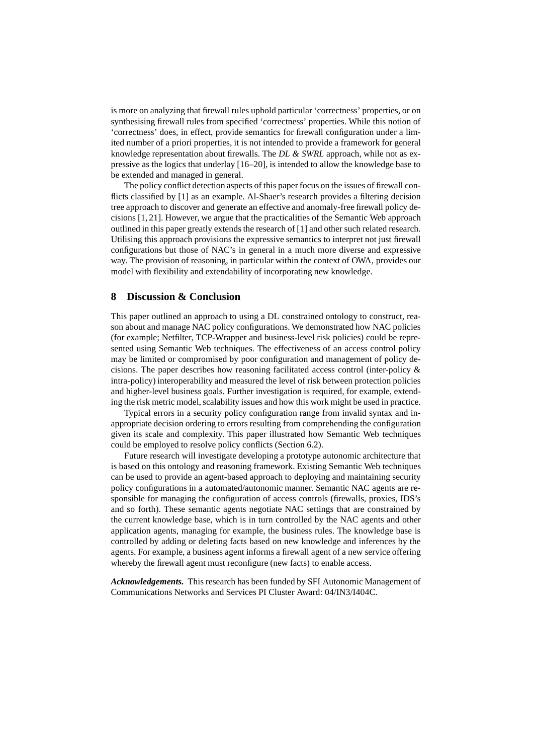is more on analyzing that firewall rules uphold particular 'correctness' properties, or on synthesising firewall rules from specified 'correctness' properties. While this notion of 'correctness' does, in effect, provide semantics for firewall configuration under a limited number of a priori properties, it is not intended to provide a framework for general knowledge representation about firewalls. The *DL & SWRL* approach, while not as expressive as the logics that underlay [16–20], is intended to allow the knowledge base to be extended and managed in general.

The policy conflict detection aspects of this paper focus on the issues of firewall conflicts classified by [1] as an example. Al-Shaer's research provides a filtering decision tree approach to discover and generate an effective and anomaly-free firewall policy decisions [1, 21]. However, we argue that the practicalities of the Semantic Web approach outlined in this paper greatly extends the research of [1] and other such related research. Utilising this approach provisions the expressive semantics to interpret not just firewall configurations but those of NAC's in general in a much more diverse and expressive way. The provision of reasoning, in particular within the context of OWA, provides our model with flexibility and extendability of incorporating new knowledge.

## 8 Discussion & Conclusion

This paper outlined an approach to using a DL constrained ontology to construct, reason about and manage NAC policy configurations. We demonstrated how NAC policies (for example; Netfilter, TCP-Wrapper and business-level risk policies) could be represented using Semantic Web techniques. The effectiveness of an access control policy may be limited or compromised by poor configuration and management of policy decisions. The paper describes how reasoning facilitated access control (inter-policy & intra-policy) interoperability and measured the level of risk between protection policies and higher-level business goals. Further investigation is required, for example, extending the risk metric model, scalability issues and how this work might be used in practice.

Typical errors in a security policy configuration range from invalid syntax and inappropriate decision ordering to errors resulting from comprehending the configuration given its scale and complexity. This paper illustrated how Semantic Web techniques could be employed to resolve policy conflicts (Section 6.2).

Future research will investigate developing a prototype autonomic architecture that is based on this ontology and reasoning framework. Existing Semantic Web techniques can be used to provide an agent-based approach to deploying and maintaining security policy configurations in a automated/autonomic manner. Semantic NAC agents are responsible for managing the configuration of access controls (firewalls, proxies, IDS's and so forth). These semantic agents negotiate NAC settings that are constrained by the current knowledge base, which is in turn controlled by the NAC agents and other application agents, managing for example, the business rules. The knowledge base is controlled by adding or deleting facts based on new knowledge and inferences by the agents. For example, a business agent informs a firewall agent of a new service offering whereby the firewall agent must reconfigure (new facts) to enable access.

***Acknowledgements.*** This research has been funded by SFI Autonomic Management of Communications Networks and Services PI Cluster Award: 04/IN3/I404C.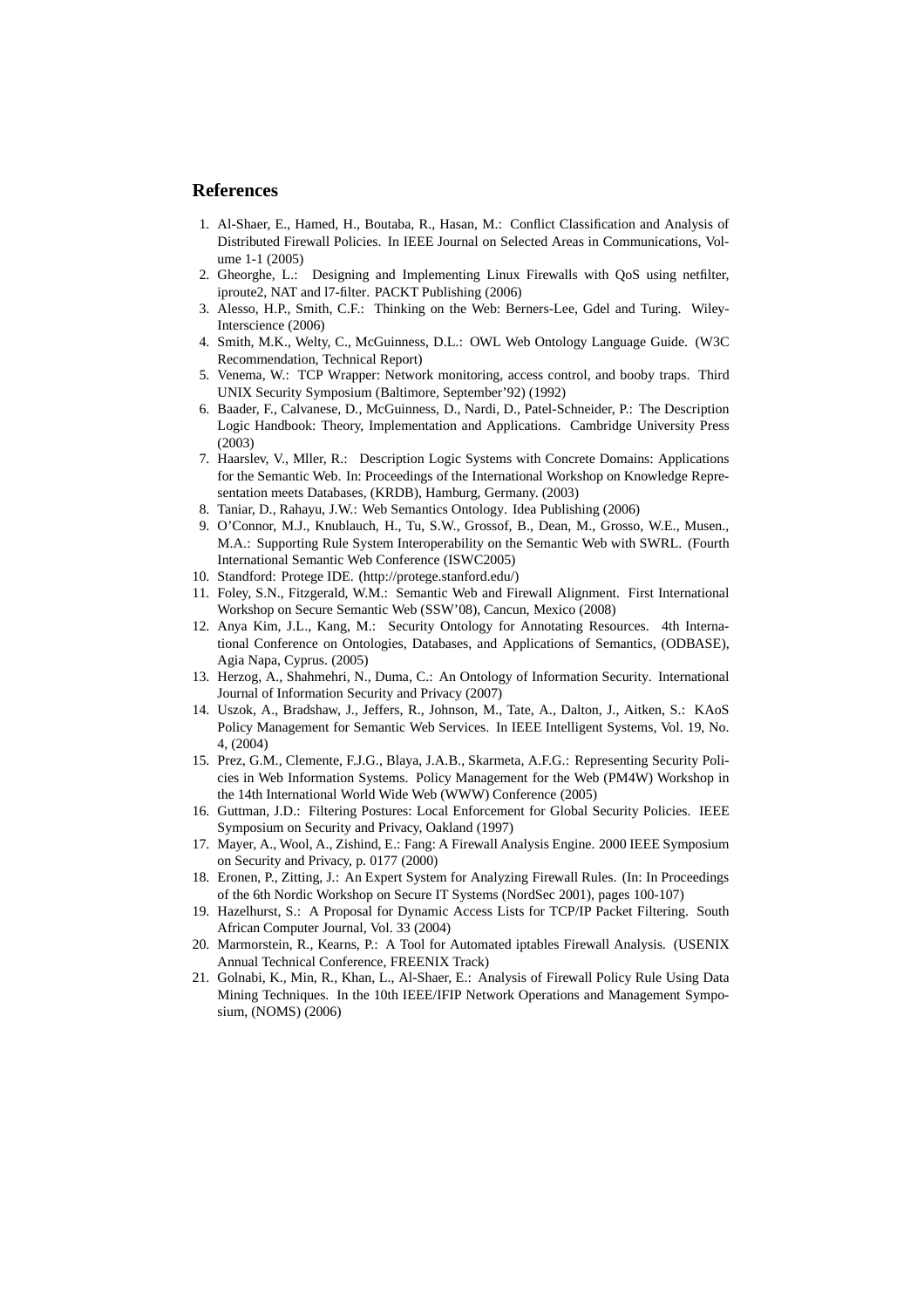## References

1. Al-Shaer, E., Hamed, H., Boutaba, R., Hasan, M.: Conflict Classification and Analysis of Distributed Firewall Policies. In IEEE Journal on Selected Areas in Communications, Volume 1-1 (2005)
2. Gheorghe, L.: Designing and Implementing Linux Firewalls with QoS using netfilter, iproute2, NAT and l7-filter. PACKT Publishing (2006)
3. Alesso, H.P., Smith, C.F.: Thinking on the Web: Berners-Lee, Gdel and Turing. Wiley-Interscience (2006)
4. Smith, M.K., Welty, C., McGuinness, D.L.: OWL Web Ontology Language Guide. (W3C Recommendation, Technical Report)
5. Venema, W.: TCP Wrapper: Network monitoring, access control, and booby traps. Third UNIX Security Symposium (Baltimore, September'92) (1992)
6. Baader, F., Calvanese, D., McGuinness, D., Nardi, D., Patel-Schneider, P.: The Description Logic Handbook: Theory, Implementation and Applications. Cambridge University Press (2003)
7. Haarslev, V., Mller, R.: Description Logic Systems with Concrete Domains: Applications for the Semantic Web. In: Proceedings of the International Workshop on Knowledge Representation meets Databases, (KRDB), Hamburg, Germany. (2003)
8. Taniar, D., Rahayu, J.W.: Web Semantics Ontology. Idea Publishing (2006)
9. O'Connor, M.J., Knublauch, H., Tu, S.W., Grossof, B., Dean, M., Grosso, W.E., Musen., M.A.: Supporting Rule System Interoperability on the Semantic Web with SWRL. (Fourth International Semantic Web Conference (ISWC2005)
10. Standford: Protege IDE. (http://protege.stanford.edu/)
11. Foley, S.N., Fitzgerald, W.M.: Semantic Web and Firewall Alignment. First International Workshop on Secure Semantic Web (SSW'08), Cancun, Mexico (2008)
12. Anya Kim, J.L., Kang, M.: Security Ontology for Annotating Resources. 4th International Conference on Ontologies, Databases, and Applications of Semantics, (ODBASE), Agia Napa, Cyprus. (2005)
13. Herzog, A., Shahmehri, N., Duma, C.: An Ontology of Information Security. International Journal of Information Security and Privacy (2007)
14. Uszok, A., Bradshaw, J., Jeffers, R., Johnson, M., Tate, A., Dalton, J., Aitken, S.: KAoS Policy Management for Semantic Web Services. In IEEE Intelligent Systems, Vol. 19, No. 4, (2004)
15. Prez, G.M., Clemente, F.J.G., Blaya, J.A.B., Skarmeta, A.F.G.: Representing Security Policies in Web Information Systems. Policy Management for the Web (PM4W) Workshop in the 14th International World Wide Web (WWW) Conference (2005)
16. Guttman, J.D.: Filtering Postures: Local Enforcement for Global Security Policies. IEEE Symposium on Security and Privacy, Oakland (1997)
17. Mayer, A., Wool, A., Zishind, E.: Fang: A Firewall Analysis Engine. 2000 IEEE Symposium on Security and Privacy, p. 0177 (2000)
18. Eronen, P., Zitting, J.: An Expert System for Analyzing Firewall Rules. (In: In Proceedings of the 6th Nordic Workshop on Secure IT Systems (NordSec 2001), pages 100-107)
19. Hazelhurst, S.: A Proposal for Dynamic Access Lists for TCP/IP Packet Filtering. South African Computer Journal, Vol. 33 (2004)
20. Marmorstein, R., Kearns, P.: A Tool for Automated iptables Firewall Analysis. (USENIX Annual Technical Conference, FREENIX Track)
21. Golnabi, K., Min, R., Khan, L., Al-Shaer, E.: Analysis of Firewall Policy Rule Using Data Mining Techniques. In the 10th IEEE/IFIP Network Operations and Management Symposium, (NOMS) (2006)